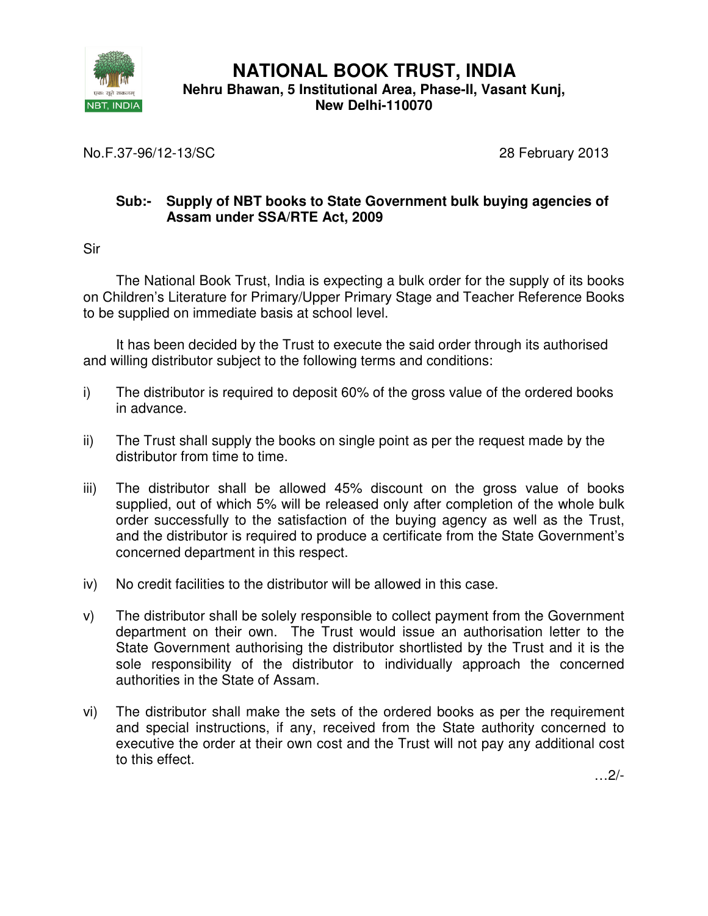# NATIONAL BOOK TRUST, INDIA

**Nehru Bhawan, 5 Institutional Area, Phase-II, Vasant Kunj, New Delhi-110070**

No.F.37-96/12-13/SC

28 February 2013

**Sub:- Supply of NBT books to State Government bulk buying agencies of Assam under SSA/RTE Act, 2009**

Sir

The National Book Trust, India is expecting a bulk order for the supply of its books on Children's Literature for Primary/Upper Primary Stage and Teacher Reference Books to be supplied on immediate basis at school level.

It has been decided by the Trust to execute the said order through its authorised and willing distributor subject to the following terms and conditions:

i) The distributor is required to deposit 60% of the gross value of the ordered books in advance.

ii) The Trust shall supply the books on single point as per the request made by the distributor from time to time.

iii) The distributor shall be allowed 45% discount on the gross value of books supplied, out of which 5% will be released only after completion of the whole bulk order successfully to the satisfaction of the buying agency as well as the Trust, and the distributor is required to produce a certificate from the State Government's concerned department in this respect.

iv) No credit facilities to the distributor will be allowed in this case.

v) The distributor shall be solely responsible to collect payment from the Government department on their own. The Trust would issue an authorisation letter to the State Government authorising the distributor shortlisted by the Trust and it is the sole responsibility of the distributor to individually approach the concerned authorities in the State of Assam.

vi) The distributor shall make the sets of the ordered books as per the requirement and special instructions, if any, received from the State authority concerned to executive the order at their own cost and the Trust will not pay any additional cost to this effect.

…2/-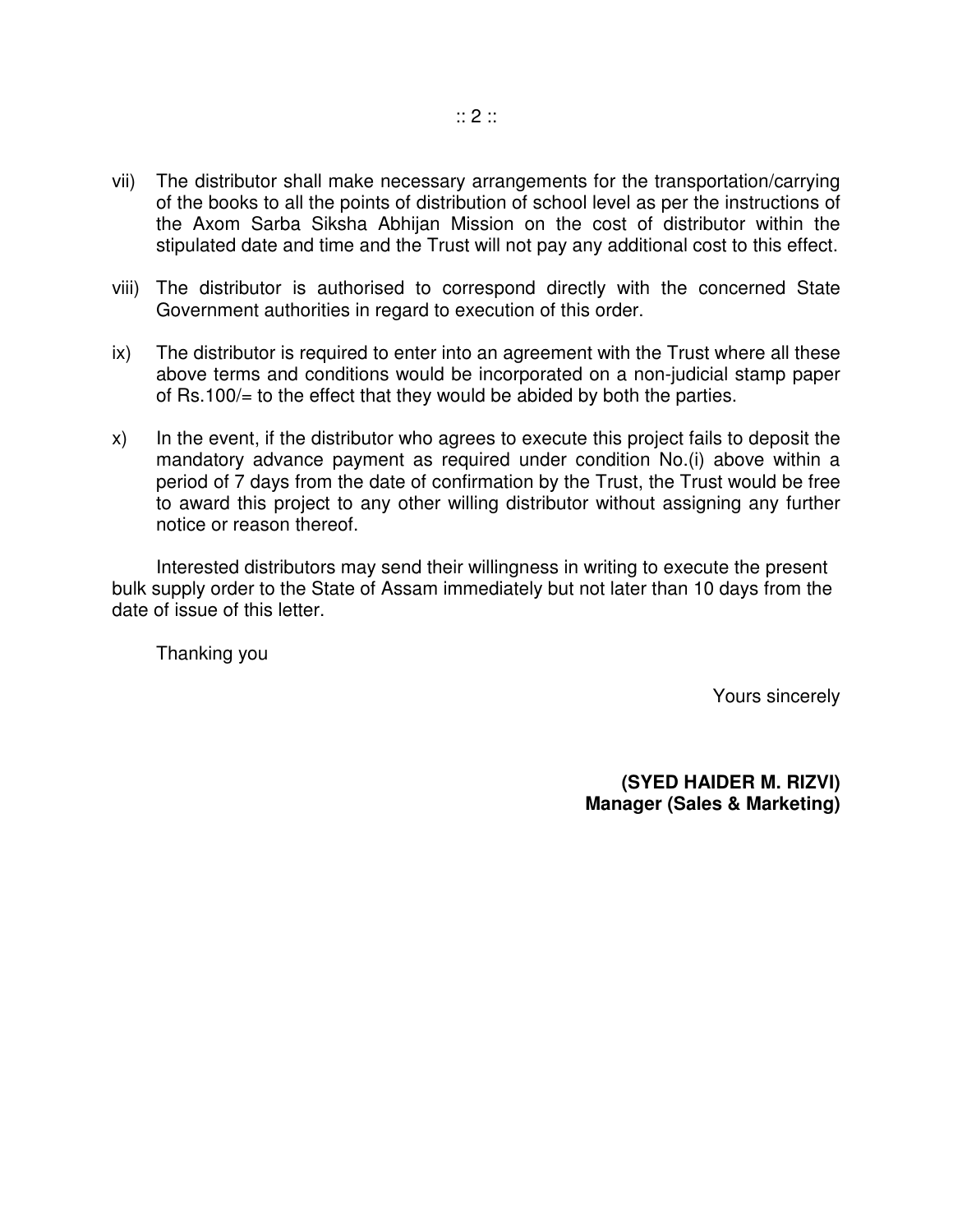vii) The distributor shall make necessary arrangements for the transportation/carrying of the books to all the points of distribution of school level as per the instructions of the Axom Sarba Siksha Abhijan Mission on the cost of distributor within the stipulated date and time and the Trust will not pay any additional cost to this effect.

viii) The distributor is authorised to correspond directly with the concerned State Government authorities in regard to execution of this order.

ix) The distributor is required to enter into an agreement with the Trust where all these above terms and conditions would be incorporated on a non-judicial stamp paper of Rs.100/= to the effect that they would be abided by both the parties.

x) In the event, if the distributor who agrees to execute this project fails to deposit the mandatory advance payment as required under condition No.(i) above within a period of 7 days from the date of confirmation by the Trust, the Trust would be free to award this project to any other willing distributor without assigning any further notice or reason thereof.

Interested distributors may send their willingness in writing to execute the present bulk supply order to the State of Assam immediately but not later than 10 days from the date of issue of this letter.

Thanking you

Yours sincerely

**(SYED HAIDER M. RIZVI)**
**Manager (Sales & Marketing)**